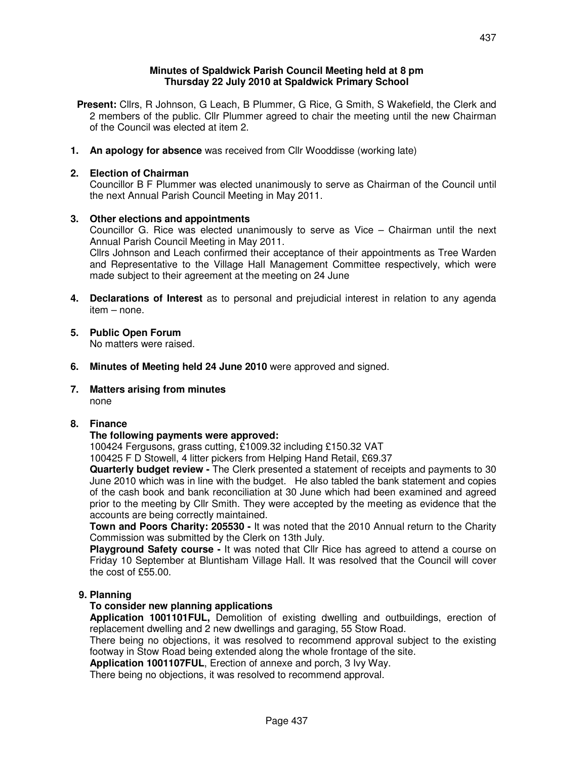**Minutes of Spaldwick Parish Council Meeting held at 8 pm**
**Thursday 22 July 2010 at Spaldwick Primary School**

**Present:** Cllrs, R Johnson, G Leach, B Plummer, G Rice, G Smith, S Wakefield, the Clerk and 2 members of the public. Cllr Plummer agreed to chair the meeting until the new Chairman of the Council was elected at item 2.

1. **An apology for absence** was received from Cllr Wooddisse (working late)

2. **Election of Chairman**
   Councillor B F Plummer was elected unanimously to serve as Chairman of the Council until the next Annual Parish Council Meeting in May 2011.

3. **Other elections and appointments**
   Councillor G. Rice was elected unanimously to serve as Vice – Chairman until the next Annual Parish Council Meeting in May 2011.
   Cllrs Johnson and Leach confirmed their acceptance of their appointments as Tree Warden and Representative to the Village Hall Management Committee respectively, which were made subject to their agreement at the meeting on 24 June

4. **Declarations of Interest** as to personal and prejudicial interest in relation to any agenda item – none.

5. **Public Open Forum**
   No matters were raised.

6. **Minutes of Meeting held 24 June 2010** were approved and signed.

7. **Matters arising from minutes**
   none

8. **Finance**
   **The following payments were approved:**
   100424 Fergusons, grass cutting, £1009.32 including £150.32 VAT
   100425 F D Stowell, 4 litter pickers from Helping Hand Retail, £69.37
   **Quarterly budget review -** The Clerk presented a statement of receipts and payments to 30 June 2010 which was in line with the budget. He also tabled the bank statement and copies of the cash book and bank reconciliation at 30 June which had been examined and agreed prior to the meeting by Cllr Smith. They were accepted by the meeting as evidence that the accounts are being correctly maintained.
   **Town and Poors Charity: 205530 -** It was noted that the 2010 Annual return to the Charity Commission was submitted by the Clerk on 13th July.
   **Playground Safety course -** It was noted that Cllr Rice has agreed to attend a course on Friday 10 September at Bluntisham Village Hall. It was resolved that the Council will cover the cost of £55.00.

9. **Planning**
   **To consider new planning applications**
   **Application 1001101FUL,** Demolition of existing dwelling and outbuildings, erection of replacement dwelling and 2 new dwellings and garaging, 55 Stow Road.
   There being no objections, it was resolved to recommend approval subject to the existing footway in Stow Road being extended along the whole frontage of the site.
   **Application 1001107FUL**, Erection of annexe and porch, 3 Ivy Way.
   There being no objections, it was resolved to recommend approval.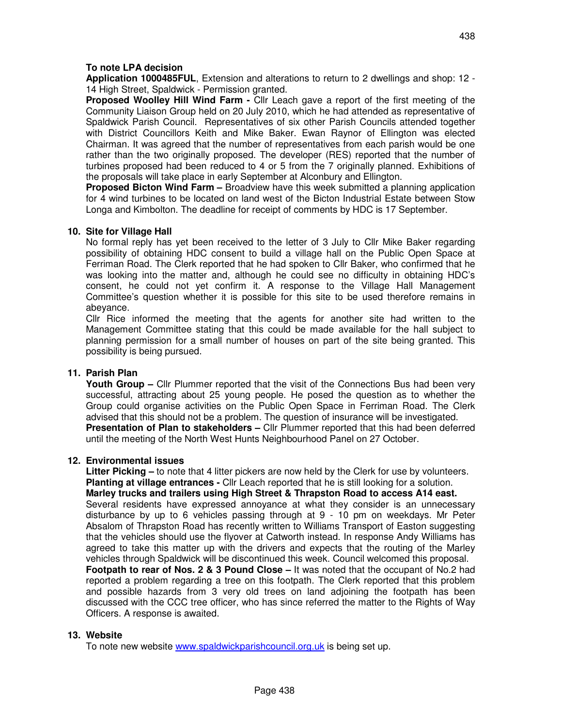**To note LPA decision**

**Application 1000485FUL**, Extension and alterations to return to 2 dwellings and shop: 12 - 14 High Street, Spaldwick - Permission granted.

**Proposed Woolley Hill Wind Farm -** Cllr Leach gave a report of the first meeting of the Community Liaison Group held on 20 July 2010, which he had attended as representative of Spaldwick Parish Council. Representatives of six other Parish Councils attended together with District Councillors Keith and Mike Baker. Ewan Raynor of Ellington was elected Chairman. It was agreed that the number of representatives from each parish would be one rather than the two originally proposed. The developer (RES) reported that the number of turbines proposed had been reduced to 4 or 5 from the 7 originally planned. Exhibitions of the proposals will take place in early September at Alconbury and Ellington.

**Proposed Bicton Wind Farm –** Broadview have this week submitted a planning application for 4 wind turbines to be located on land west of the Bicton Industrial Estate between Stow Longa and Kimbolton. The deadline for receipt of comments by HDC is 17 September.

## 10. Site for Village Hall

No formal reply has yet been received to the letter of 3 July to Cllr Mike Baker regarding possibility of obtaining HDC consent to build a village hall on the Public Open Space at Ferriman Road. The Clerk reported that he had spoken to Cllr Baker, who confirmed that he was looking into the matter and, although he could see no difficulty in obtaining HDC's consent, he could not yet confirm it. A response to the Village Hall Management Committee's question whether it is possible for this site to be used therefore remains in abeyance.

Cllr Rice informed the meeting that the agents for another site had written to the Management Committee stating that this could be made available for the hall subject to planning permission for a small number of houses on part of the site being granted. This possibility is being pursued.

## 11. Parish Plan

**Youth Group –** Cllr Plummer reported that the visit of the Connections Bus had been very successful, attracting about 25 young people. He posed the question as to whether the Group could organise activities on the Public Open Space in Ferriman Road. The Clerk advised that this should not be a problem. The question of insurance will be investigated.

**Presentation of Plan to stakeholders –** Cllr Plummer reported that this had been deferred until the meeting of the North West Hunts Neighbourhood Panel on 27 October.

## 12. Environmental issues

**Litter Picking –** to note that 4 litter pickers are now held by the Clerk for use by volunteers.

**Planting at village entrances -** Cllr Leach reported that he is still looking for a solution.

**Marley trucks and trailers using High Street & Thrapston Road to access A14 east.**

Several residents have expressed annoyance at what they consider is an unnecessary disturbance by up to 6 vehicles passing through at 9 - 10 pm on weekdays. Mr Peter Absalom of Thrapston Road has recently written to Williams Transport of Easton suggesting that the vehicles should use the flyover at Catworth instead. In response Andy Williams has agreed to take this matter up with the drivers and expects that the routing of the Marley vehicles through Spaldwick will be discontinued this week. Council welcomed this proposal.

**Footpath to rear of Nos. 2 & 3 Pound Close –** It was noted that the occupant of No.2 had reported a problem regarding a tree on this footpath. The Clerk reported that this problem and possible hazards from 3 very old trees on land adjoining the footpath has been discussed with the CCC tree officer, who has since referred the matter to the Rights of Way Officers. A response is awaited.

## 13. Website

To note new website www.spaldwickparishcouncil.org.uk is being set up.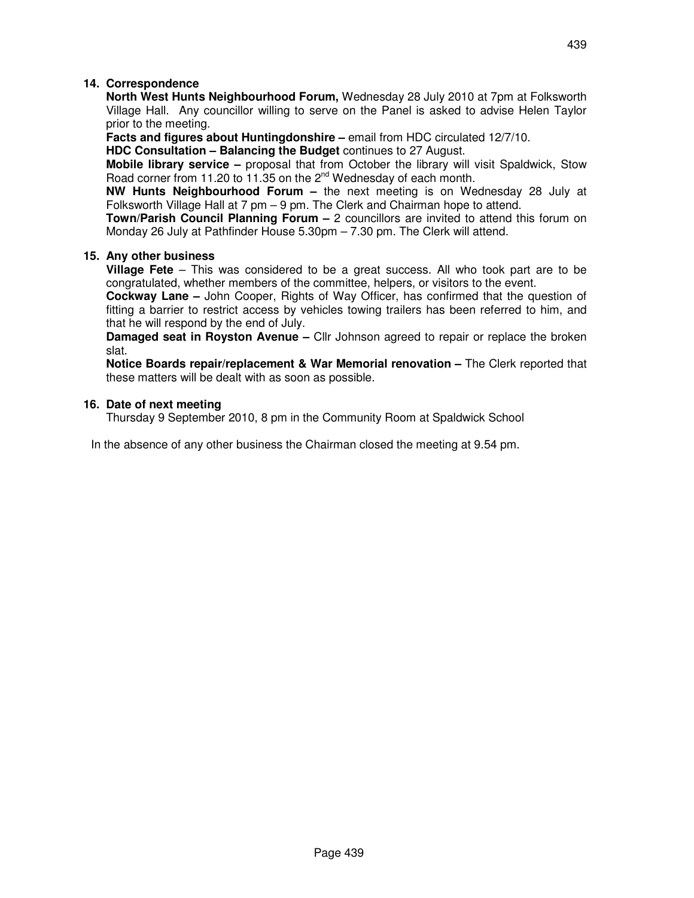**14. Correspondence**

**North West Hunts Neighbourhood Forum,** Wednesday 28 July 2010 at 7pm at Folksworth Village Hall. Any councillor willing to serve on the Panel is asked to advise Helen Taylor prior to the meeting.

**Facts and figures about Huntingdonshire –** email from HDC circulated 12/7/10.

**HDC Consultation – Balancing the Budget** continues to 27 August.

**Mobile library service –** proposal that from October the library will visit Spaldwick, Stow Road corner from 11.20 to 11.35 on the 2nd Wednesday of each month.

**NW Hunts Neighbourhood Forum –** the next meeting is on Wednesday 28 July at Folksworth Village Hall at 7 pm – 9 pm. The Clerk and Chairman hope to attend.

**Town/Parish Council Planning Forum –** 2 councillors are invited to attend this forum on Monday 26 July at Pathfinder House 5.30pm – 7.30 pm. The Clerk will attend.

**15. Any other business**

**Village Fete** – This was considered to be a great success. All who took part are to be congratulated, whether members of the committee, helpers, or visitors to the event.

**Cockway Lane –** John Cooper, Rights of Way Officer, has confirmed that the question of fitting a barrier to restrict access by vehicles towing trailers has been referred to him, and that he will respond by the end of July.

**Damaged seat in Royston Avenue –** Cllr Johnson agreed to repair or replace the broken slat.

**Notice Boards repair/replacement & War Memorial renovation –** The Clerk reported that these matters will be dealt with as soon as possible.

**16. Date of next meeting**

Thursday 9 September 2010, 8 pm in the Community Room at Spaldwick School

In the absence of any other business the Chairman closed the meeting at 9.54 pm.